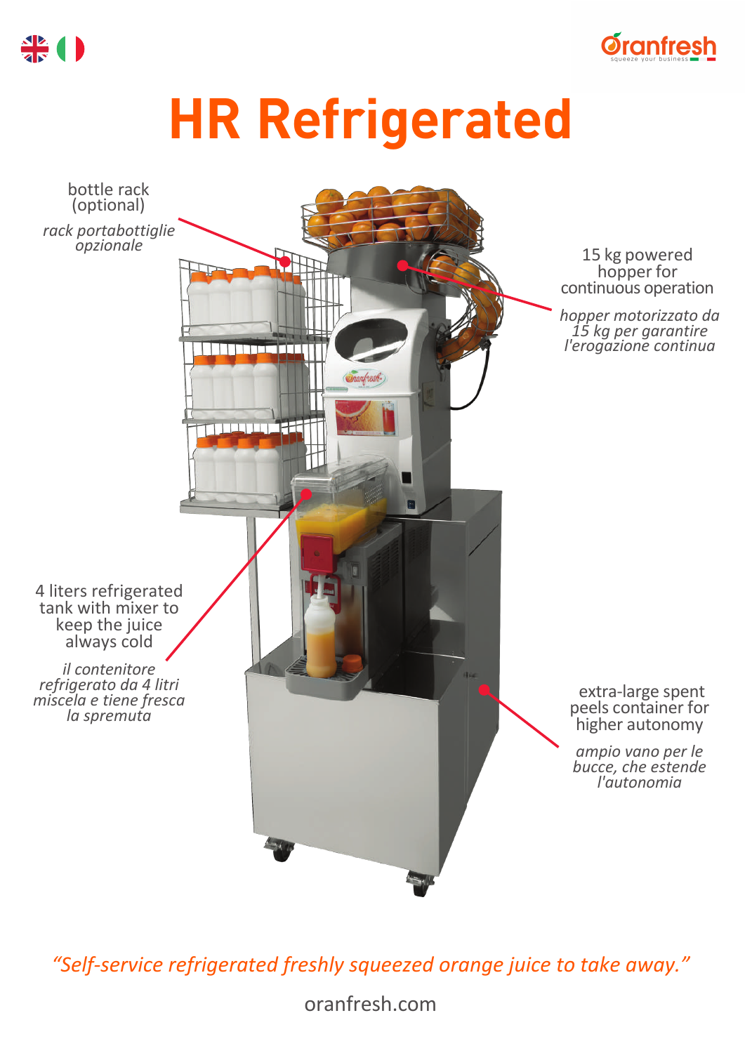# HR Refrigerated

bottle rack (optional)

*rack portabottiglie opzionale*

15 kg powered hopper for continuous operation

*hopper motorizzato da 15 kg per garantire l'erogazione continua*

4 liters refrigerated tank with mixer to keep the juice always cold

*il contenitore refrigerato da 4 litri miscela e tiene fresca la spremuta*

extra-large spent peels container for higher autonomy

*ampio vano per le bucce, che estende l'autonomia*

*"Self-service refrigerated freshly squeezed orange juice to take away."*

oranfresh.com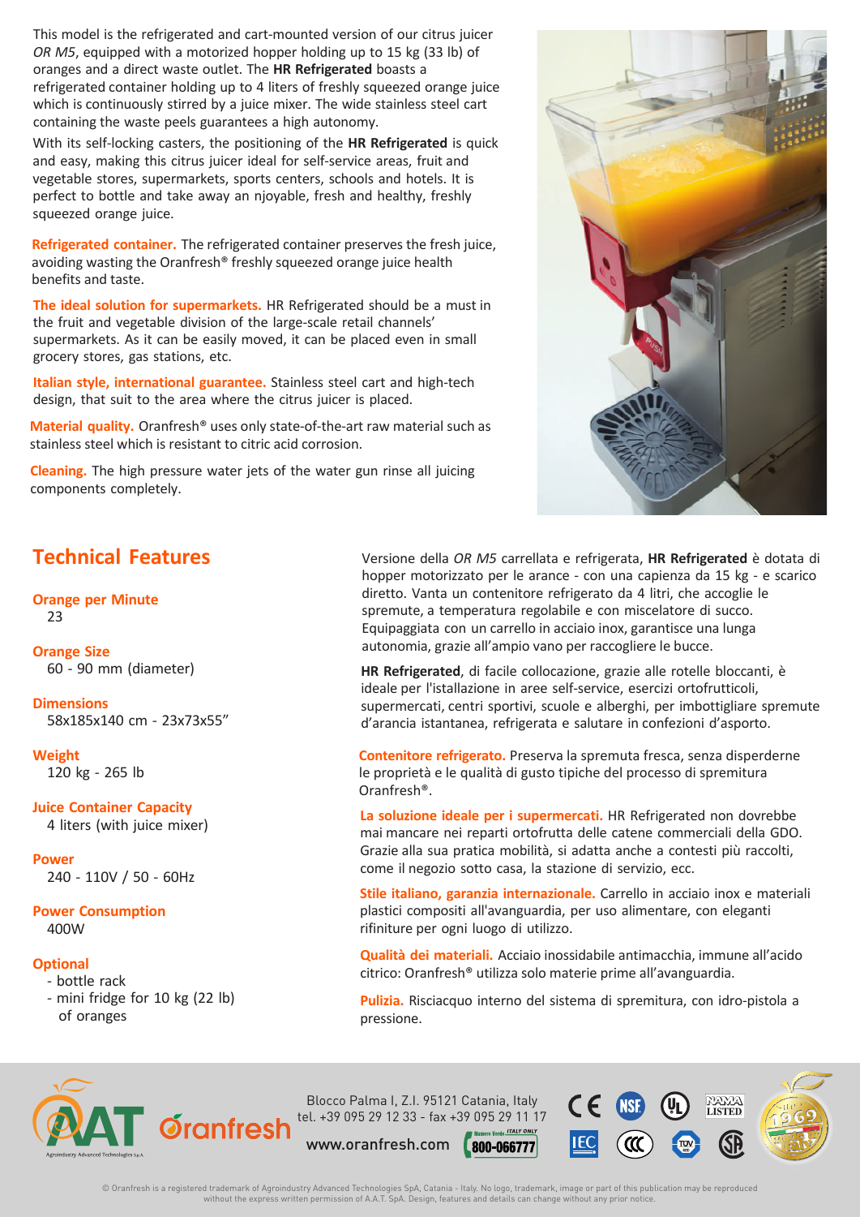This model is the refrigerated and cart-mounted version of our citrus juicer *OR M5*, equipped with a motorized hopper holding up to 15 kg (33 lb) of oranges and a direct waste outlet. The **HR Refrigerated** boasts a refrigerated container holding up to 4 liters of freshly squeezed orange juice which is continuously stirred by a juice mixer. The wide stainless steel cart containing the waste peels guarantees a high autonomy.

With its self-locking casters, the positioning of the **HR Refrigerated** is quick and easy, making this citrus juicer ideal for self-service areas, fruit and vegetable stores, supermarkets, sports centers, schools and hotels. It is perfect to bottle and take away an njoyable, fresh and healthy, freshly squeezed orange juice.

**Refrigerated container.** The refrigerated container preserves the fresh juice, avoiding wasting the Oranfresh® freshly squeezed orange juice health benefits and taste.

**The ideal solution for supermarkets.** HR Refrigerated should be a must in the fruit and vegetable division of the large-scale retail channels' supermarkets. As it can be easily moved, it can be placed even in small grocery stores, gas stations, etc.

**Italian style, international guarantee.** Stainless steel cart and high-tech design, that suit to the area where the citrus juicer is placed.

**Material quality.** Oranfresh® uses only state-of-the-art raw material such as stainless steel which is resistant to citric acid corrosion.

**Cleaning.** The high pressure water jets of the water gun rinse all juicing components completely.

## Technical Features

**Orange per Minute**
23

**Orange Size**
60 - 90 mm (diameter)

**Dimensions**
58x185x140 cm - 23x73x55"

**Weight**
120 kg - 265 lb

**Juice Container Capacity**
4 liters (with juice mixer)

**Power**
240 - 110V / 50 - 60Hz

**Power Consumption**
400W

**Optional**
- bottle rack
- mini fridge for 10 kg (22 lb) of oranges

Versione della *OR M5* carrellata e refrigerata, **HR Refrigerated** è dotata di hopper motorizzato per le arance - con una capienza da 15 kg - e scarico diretto. Vanta un contenitore refrigerato da 4 litri, che accoglie le spremute, a temperatura regolabile e con miscelatore di succo. Equipaggiata con un carrello in acciaio inox, garantisce una lunga autonomia, grazie all'ampio vano per raccogliere le bucce.

**HR Refrigerated**, di facile collocazione, grazie alle rotelle bloccanti, è ideale per l'istallazione in aree self-service, esercizi ortofrutticoli, supermercati, centri sportivi, scuole e alberghi, per imbottigliare spremute d'arancia istantanea, refrigerata e salutare in confezioni d'asporto.

**Contenitore refrigerato.** Preserva la spremuta fresca, senza disperderne le proprietà e le qualità di gusto tipiche del processo di spremitura Oranfresh®.

**La soluzione ideale per i supermercati.** HR Refrigerated non dovrebbe mai mancare nei reparti ortofrutta delle catene commerciali della GDO. Grazie alla sua pratica mobilità, si adatta anche a contesti più raccolti, come il negozio sotto casa, la stazione di servizio, ecc.

**Stile italiano, garanzia internazionale.** Carrello in acciaio inox e materiali plastici compositi all'avanguardia, per uso alimentare, con eleganti rifiniture per ogni luogo di utilizzo.

**Qualità dei materiali.** Acciaio inossidabile antimacchia, immune all'acido citrico: Oranfresh® utilizza solo materie prime all'avanguardia.

**Pulizia.** Risciacquo interno del sistema di spremitura, con idro-pistola a pressione.

Blocco Palma I, Z.I. 95121 Catania, Italy
tel. +39 095 29 12 33 - fax +39 095 29 11 17
www.oranfresh.com
Numero Verde ITALY ONLY 800-066777

© Oranfresh is a registered trademark of Agroindustry Advanced Technologies SpA, Catania - Italy. No logo, trademark, image or part of this publication may be reproduced without the express written permission of A.A.T. SpA. Design, features and details can change without any prior notice.